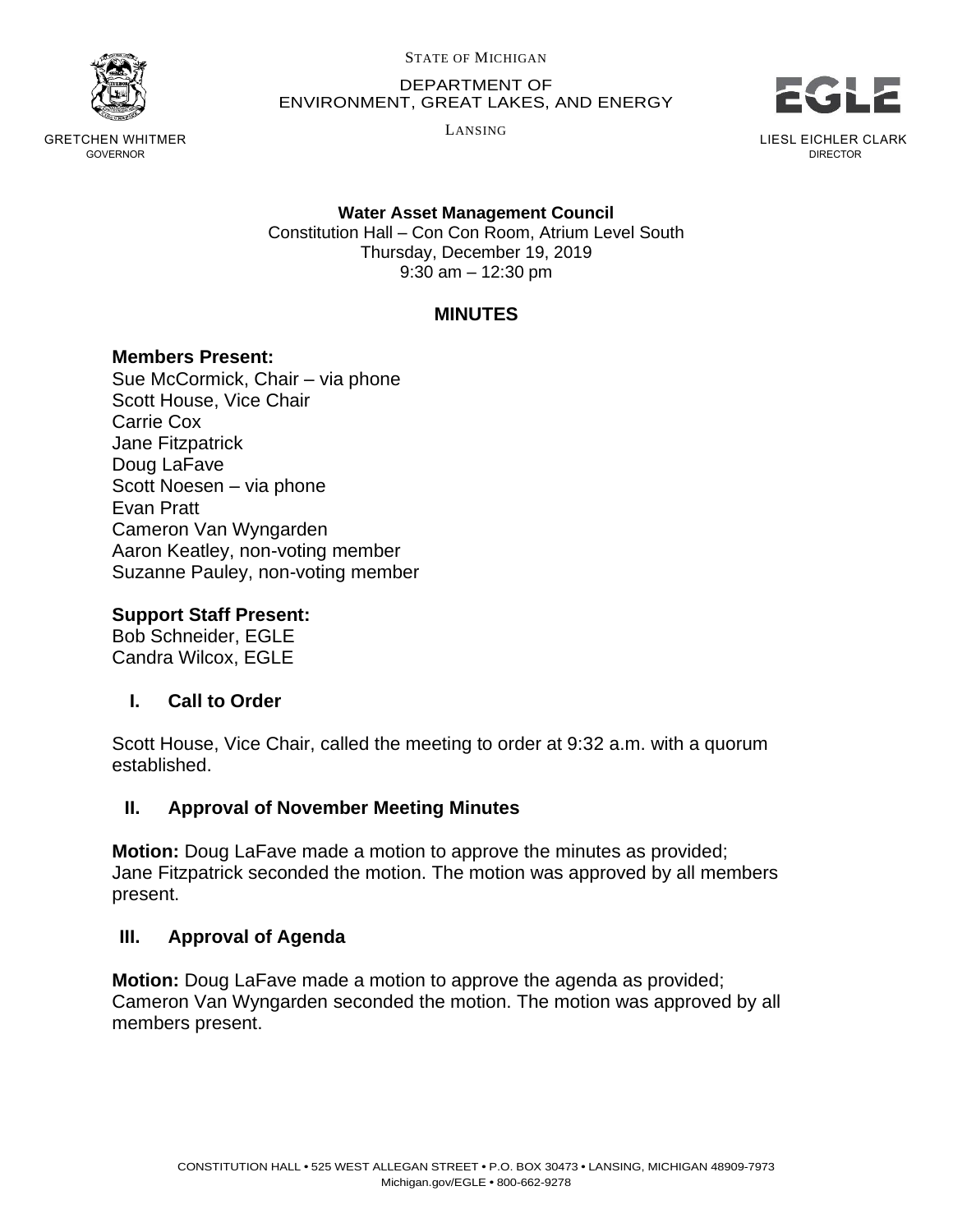STATE OF MICHIGAN

DEPARTMENT OF
ENVIRONMENT, GREAT LAKES, AND ENERGY

LANSING

GRETCHEN WHITMER
GOVERNOR

LIESL EICHLER CLARK
DIRECTOR

**Water Asset Management Council**
Constitution Hall – Con Con Room, Atrium Level South
Thursday, December 19, 2019
9:30 am – 12:30 pm

## MINUTES

**Members Present:**
Sue McCormick, Chair – via phone
Scott House, Vice Chair
Carrie Cox
Jane Fitzpatrick
Doug LaFave
Scott Noesen – via phone
Evan Pratt
Cameron Van Wyngarden
Aaron Keatley, non-voting member
Suzanne Pauley, non-voting member

**Support Staff Present:**
Bob Schneider, EGLE
Candra Wilcox, EGLE

### I. Call to Order

Scott House, Vice Chair, called the meeting to order at 9:32 a.m. with a quorum established.

### II. Approval of November Meeting Minutes

**Motion:** Doug LaFave made a motion to approve the minutes as provided; Jane Fitzpatrick seconded the motion. The motion was approved by all members present.

### III. Approval of Agenda

**Motion:** Doug LaFave made a motion to approve the agenda as provided; Cameron Van Wyngarden seconded the motion. The motion was approved by all members present.

CONSTITUTION HALL • 525 WEST ALLEGAN STREET • P.O. BOX 30473 • LANSING, MICHIGAN 48909-7973
Michigan.gov/EGLE • 800-662-9278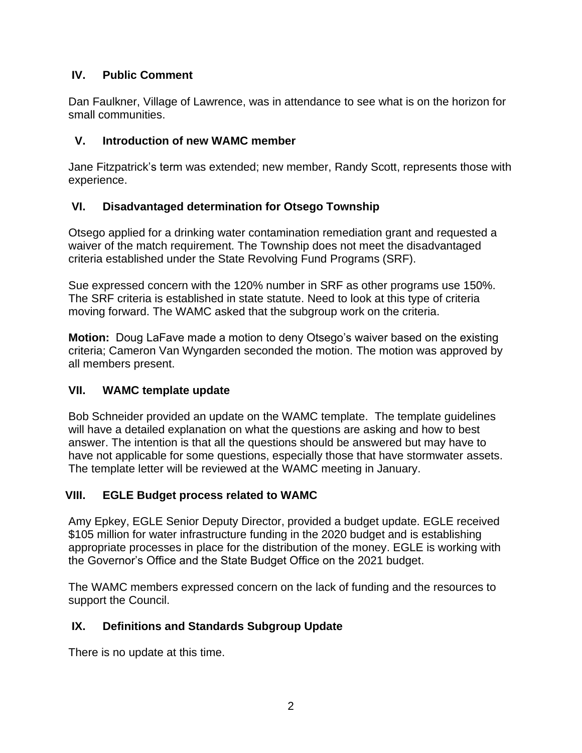## IV. Public Comment

Dan Faulkner, Village of Lawrence, was in attendance to see what is on the horizon for small communities.

## V. Introduction of new WAMC member

Jane Fitzpatrick's term was extended; new member, Randy Scott, represents those with experience.

## VI. Disadvantaged determination for Otsego Township

Otsego applied for a drinking water contamination remediation grant and requested a waiver of the match requirement. The Township does not meet the disadvantaged criteria established under the State Revolving Fund Programs (SRF).

Sue expressed concern with the 120% number in SRF as other programs use 150%. The SRF criteria is established in state statute. Need to look at this type of criteria moving forward. The WAMC asked that the subgroup work on the criteria.

**Motion:** Doug LaFave made a motion to deny Otsego's waiver based on the existing criteria; Cameron Van Wyngarden seconded the motion. The motion was approved by all members present.

## VII. WAMC template update

Bob Schneider provided an update on the WAMC template. The template guidelines will have a detailed explanation on what the questions are asking and how to best answer. The intention is that all the questions should be answered but may have to have not applicable for some questions, especially those that have stormwater assets. The template letter will be reviewed at the WAMC meeting in January.

## VIII. EGLE Budget process related to WAMC

Amy Epkey, EGLE Senior Deputy Director, provided a budget update. EGLE received $105 million for water infrastructure funding in the 2020 budget and is establishing appropriate processes in place for the distribution of the money. EGLE is working with the Governor's Office and the State Budget Office on the 2021 budget.

The WAMC members expressed concern on the lack of funding and the resources to support the Council.

## IX. Definitions and Standards Subgroup Update

There is no update at this time.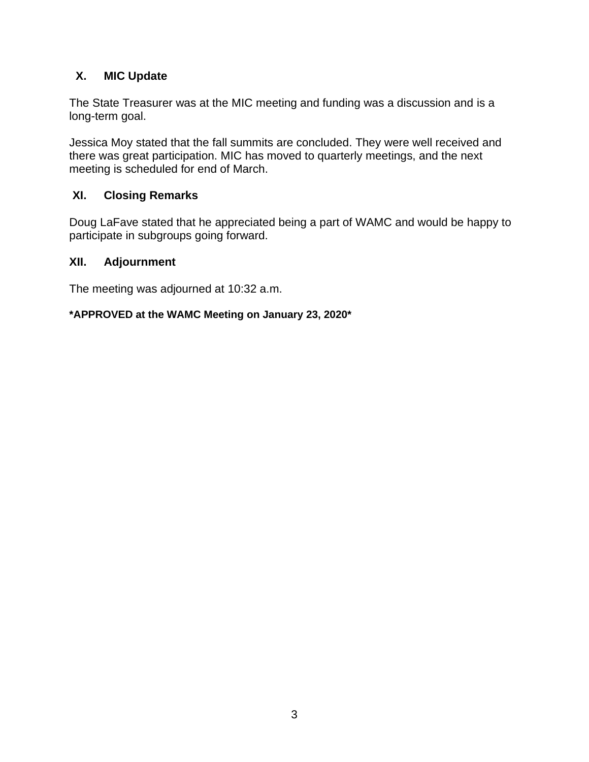## X. MIC Update

The State Treasurer was at the MIC meeting and funding was a discussion and is a long-term goal.

Jessica Moy stated that the fall summits are concluded. They were well received and there was great participation. MIC has moved to quarterly meetings, and the next meeting is scheduled for end of March.

## XI. Closing Remarks

Doug LaFave stated that he appreciated being a part of WAMC and would be happy to participate in subgroups going forward.

## XII. Adjournment

The meeting was adjourned at 10:32 a.m.

**\*APPROVED at the WAMC Meeting on January 23, 2020\***